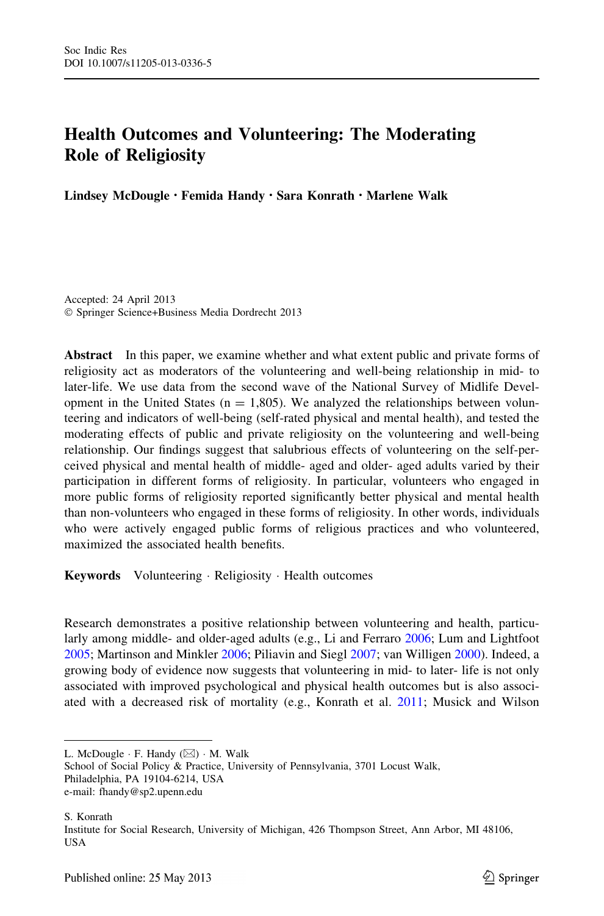Soc Indic Res
DOI 10.1007/s11205-013-0336-5

# Health Outcomes and Volunteering: The Moderating Role of Religiosity

**Lindsey McDougle · Femida Handy · Sara Konrath · Marlene Walk**

Accepted: 24 April 2013
© Springer Science+Business Media Dordrecht 2013

**Abstract** In this paper, we examine whether and what extent public and private forms of religiosity act as moderators of the volunteering and well-being relationship in mid- to later-life. We use data from the second wave of the National Survey of Midlife Development in the United States (n = 1,805). We analyzed the relationships between volunteering and indicators of well-being (self-rated physical and mental health), and tested the moderating effects of public and private religiosity on the volunteering and well-being relationship. Our findings suggest that salubrious effects of volunteering on the self-perceived physical and mental health of middle- aged and older- aged adults varied by their participation in different forms of religiosity. In particular, volunteers who engaged in more public forms of religiosity reported significantly better physical and mental health than non-volunteers who engaged in these forms of religiosity. In other words, individuals who were actively engaged public forms of religious practices and who volunteered, maximized the associated health benefits.

**Keywords** Volunteering · Religiosity · Health outcomes

Research demonstrates a positive relationship between volunteering and health, particularly among middle- and older-aged adults (e.g., Li and Ferraro 2006; Lum and Lightfoot 2005; Martinson and Minkler 2006; Piliavin and Siegl 2007; van Willigen 2000). Indeed, a growing body of evidence now suggests that volunteering in mid- to later- life is not only associated with improved psychological and physical health outcomes but is also associated with a decreased risk of mortality (e.g., Konrath et al. 2011; Musick and Wilson

---

L. McDougle · F. Handy (✉) · M. Walk
School of Social Policy & Practice, University of Pennsylvania, 3701 Locust Walk, Philadelphia, PA 19104-6214, USA
e-mail: fhandy@sp2.upenn.edu

S. Konrath
Institute for Social Research, University of Michigan, 426 Thompson Street, Ann Arbor, MI 48106, USA

Published online: 25 May 2013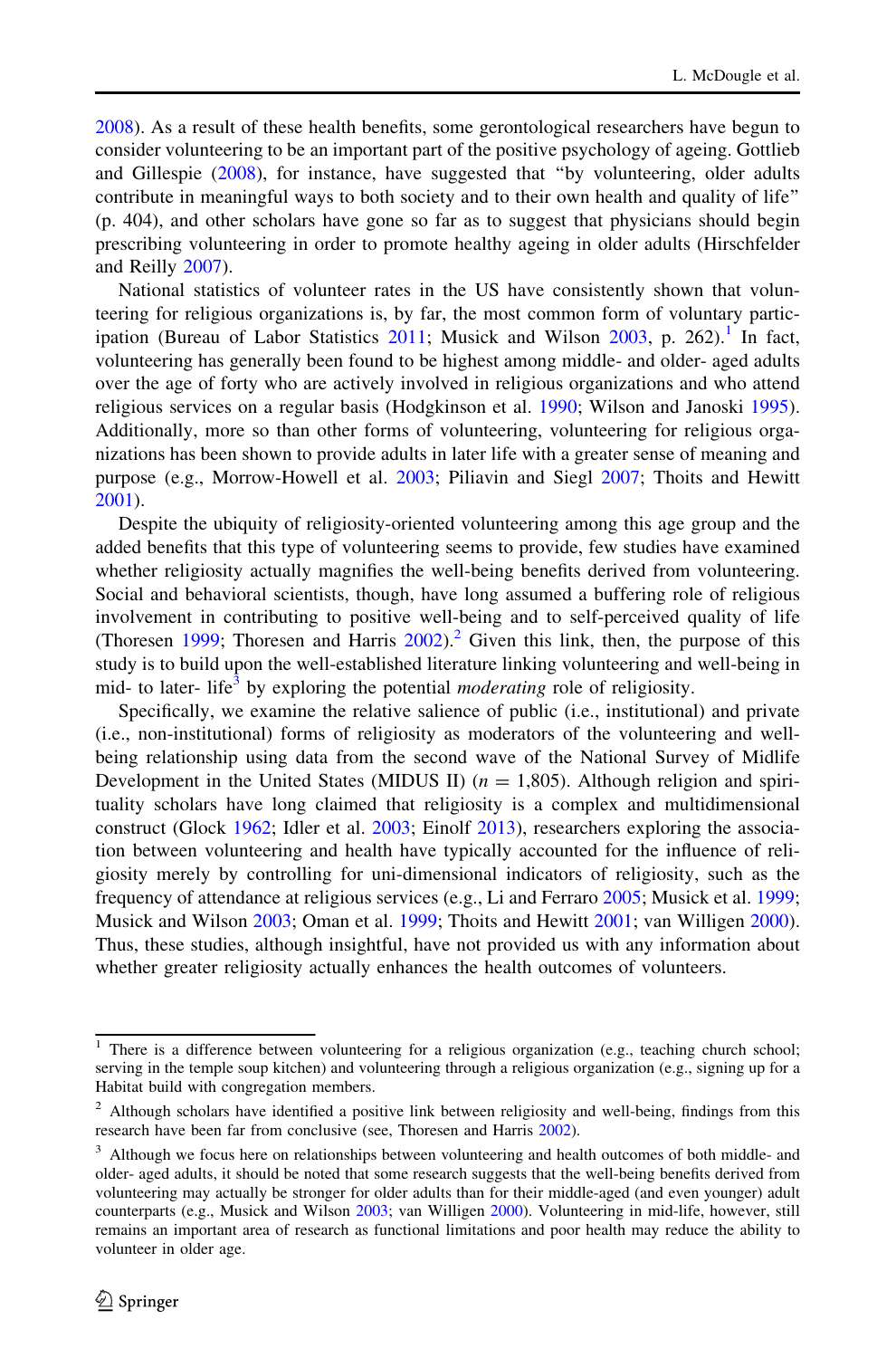2008). As a result of these health benefits, some gerontological researchers have begun to consider volunteering to be an important part of the positive psychology of ageing. Gottlieb and Gillespie (2008), for instance, have suggested that "by volunteering, older adults contribute in meaningful ways to both society and to their own health and quality of life" (p. 404), and other scholars have gone so far as to suggest that physicians should begin prescribing volunteering in order to promote healthy ageing in older adults (Hirschfelder and Reilly 2007).

National statistics of volunteer rates in the US have consistently shown that volunteering for religious organizations is, by far, the most common form of voluntary participation (Bureau of Labor Statistics 2011; Musick and Wilson 2003, p. 262).[1] In fact, volunteering has generally been found to be highest among middle- and older- aged adults over the age of forty who are actively involved in religious organizations and who attend religious services on a regular basis (Hodgkinson et al. 1990; Wilson and Janoski 1995). Additionally, more so than other forms of volunteering, volunteering for religious organizations has been shown to provide adults in later life with a greater sense of meaning and purpose (e.g., Morrow-Howell et al. 2003; Piliavin and Siegl 2007; Thoits and Hewitt 2001).

Despite the ubiquity of religiosity-oriented volunteering among this age group and the added benefits that this type of volunteering seems to provide, few studies have examined whether religiosity actually magnifies the well-being benefits derived from volunteering. Social and behavioral scientists, though, have long assumed a buffering role of religious involvement in contributing to positive well-being and to self-perceived quality of life (Thoresen 1999; Thoresen and Harris 2002).[2] Given this link, then, the purpose of this study is to build upon the well-established literature linking volunteering and well-being in mid- to later- life[3] by exploring the potential *moderating* role of religiosity.

Specifically, we examine the relative salience of public (i.e., institutional) and private (i.e., non-institutional) forms of religiosity as moderators of the volunteering and well-being relationship using data from the second wave of the National Survey of Midlife Development in the United States (MIDUS II) ($n = 1{,}805$). Although religion and spirituality scholars have long claimed that religiosity is a complex and multidimensional construct (Glock 1962; Idler et al. 2003; Einolf 2013), researchers exploring the association between volunteering and health have typically accounted for the influence of religiosity merely by controlling for uni-dimensional indicators of religiosity, such as the frequency of attendance at religious services (e.g., Li and Ferraro 2005; Musick et al. 1999; Musick and Wilson 2003; Oman et al. 1999; Thoits and Hewitt 2001; van Willigen 2000). Thus, these studies, although insightful, have not provided us with any information about whether greater religiosity actually enhances the health outcomes of volunteers.

[1] There is a difference between volunteering for a religious organization (e.g., teaching church school; serving in the temple soup kitchen) and volunteering through a religious organization (e.g., signing up for a Habitat build with congregation members.

[2] Although scholars have identified a positive link between religiosity and well-being, findings from this research have been far from conclusive (see, Thoresen and Harris 2002).

[3] Although we focus here on relationships between volunteering and health outcomes of both middle- and older- aged adults, it should be noted that some research suggests that the well-being benefits derived from volunteering may actually be stronger for older adults than for their middle-aged (and even younger) adult counterparts (e.g., Musick and Wilson 2003; van Willigen 2000). Volunteering in mid-life, however, still remains an important area of research as functional limitations and poor health may reduce the ability to volunteer in older age.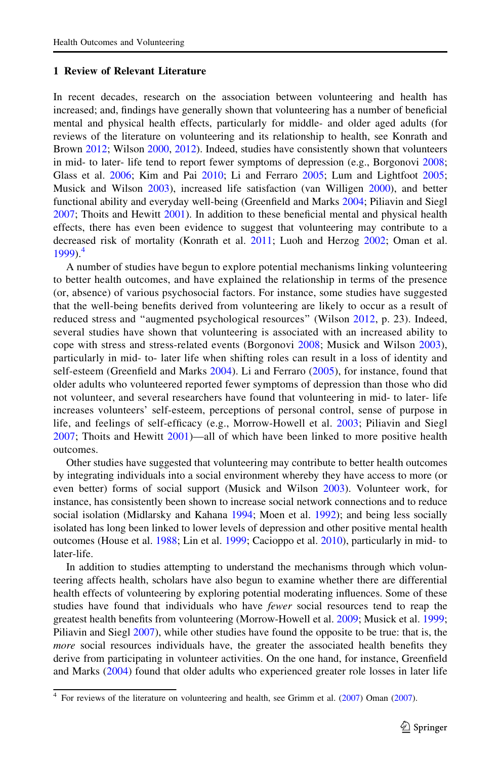## 1 Review of Relevant Literature

In recent decades, research on the association between volunteering and health has increased; and, findings have generally shown that volunteering has a number of beneficial mental and physical health effects, particularly for middle- and older aged adults (for reviews of the literature on volunteering and its relationship to health, see Konrath and Brown 2012; Wilson 2000, 2012). Indeed, studies have consistently shown that volunteers in mid- to later- life tend to report fewer symptoms of depression (e.g., Borgonovi 2008; Glass et al. 2006; Kim and Pai 2010; Li and Ferraro 2005; Lum and Lightfoot 2005; Musick and Wilson 2003), increased life satisfaction (van Willigen 2000), and better functional ability and everyday well-being (Greenfield and Marks 2004; Piliavin and Siegl 2007; Thoits and Hewitt 2001). In addition to these beneficial mental and physical health effects, there has even been evidence to suggest that volunteering may contribute to a decreased risk of mortality (Konrath et al. 2011; Luoh and Herzog 2002; Oman et al. 1999).[4]

A number of studies have begun to explore potential mechanisms linking volunteering to better health outcomes, and have explained the relationship in terms of the presence (or, absence) of various psychosocial factors. For instance, some studies have suggested that the well-being benefits derived from volunteering are likely to occur as a result of reduced stress and "augmented psychological resources" (Wilson 2012, p. 23). Indeed, several studies have shown that volunteering is associated with an increased ability to cope with stress and stress-related events (Borgonovi 2008; Musick and Wilson 2003), particularly in mid- to- later life when shifting roles can result in a loss of identity and self-esteem (Greenfield and Marks 2004). Li and Ferraro (2005), for instance, found that older adults who volunteered reported fewer symptoms of depression than those who did not volunteer, and several researchers have found that volunteering in mid- to later- life increases volunteers' self-esteem, perceptions of personal control, sense of purpose in life, and feelings of self-efficacy (e.g., Morrow-Howell et al. 2003; Piliavin and Siegl 2007; Thoits and Hewitt 2001)—all of which have been linked to more positive health outcomes.

Other studies have suggested that volunteering may contribute to better health outcomes by integrating individuals into a social environment whereby they have access to more (or even better) forms of social support (Musick and Wilson 2003). Volunteer work, for instance, has consistently been shown to increase social network connections and to reduce social isolation (Midlarsky and Kahana 1994; Moen et al. 1992); and being less socially isolated has long been linked to lower levels of depression and other positive mental health outcomes (House et al. 1988; Lin et al. 1999; Cacioppo et al. 2010), particularly in mid- to later-life.

In addition to studies attempting to understand the mechanisms through which volunteering affects health, scholars have also begun to examine whether there are differential health effects of volunteering by exploring potential moderating influences. Some of these studies have found that individuals who have *fewer* social resources tend to reap the greatest health benefits from volunteering (Morrow-Howell et al. 2009; Musick et al. 1999; Piliavin and Siegl 2007), while other studies have found the opposite to be true: that is, the *more* social resources individuals have, the greater the associated health benefits they derive from participating in volunteer activities. On the one hand, for instance, Greenfield and Marks (2004) found that older adults who experienced greater role losses in later life

[4] For reviews of the literature on volunteering and health, see Grimm et al. (2007) Oman (2007).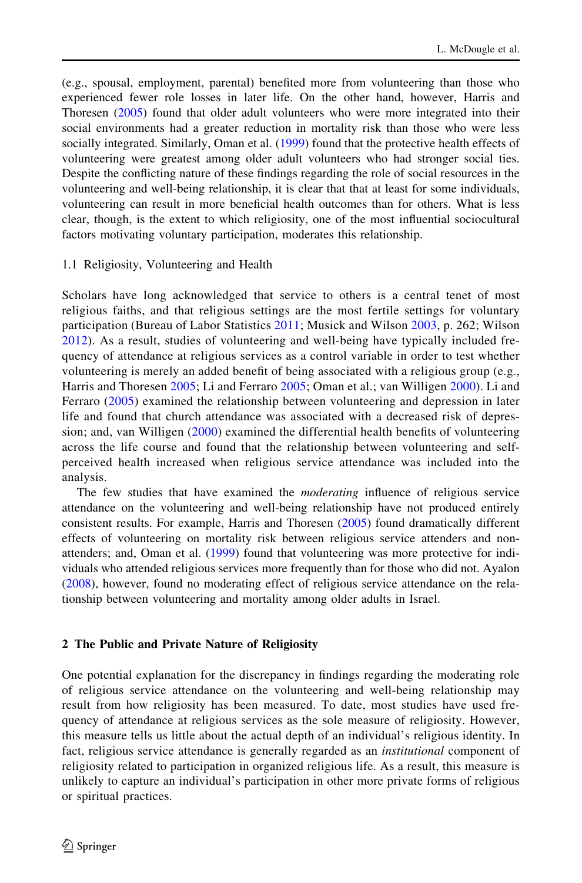(e.g., spousal, employment, parental) benefited more from volunteering than those who experienced fewer role losses in later life. On the other hand, however, Harris and Thoresen (2005) found that older adult volunteers who were more integrated into their social environments had a greater reduction in mortality risk than those who were less socially integrated. Similarly, Oman et al. (1999) found that the protective health effects of volunteering were greatest among older adult volunteers who had stronger social ties. Despite the conflicting nature of these findings regarding the role of social resources in the volunteering and well-being relationship, it is clear that that at least for some individuals, volunteering can result in more beneficial health outcomes than for others. What is less clear, though, is the extent to which religiosity, one of the most influential sociocultural factors motivating voluntary participation, moderates this relationship.

### 1.1 Religiosity, Volunteering and Health

Scholars have long acknowledged that service to others is a central tenet of most religious faiths, and that religious settings are the most fertile settings for voluntary participation (Bureau of Labor Statistics 2011; Musick and Wilson 2003, p. 262; Wilson 2012). As a result, studies of volunteering and well-being have typically included frequency of attendance at religious services as a control variable in order to test whether volunteering is merely an added benefit of being associated with a religious group (e.g., Harris and Thoresen 2005; Li and Ferraro 2005; Oman et al.; van Willigen 2000). Li and Ferraro (2005) examined the relationship between volunteering and depression in later life and found that church attendance was associated with a decreased risk of depression; and, van Willigen (2000) examined the differential health benefits of volunteering across the life course and found that the relationship between volunteering and self-perceived health increased when religious service attendance was included into the analysis.

The few studies that have examined the *moderating* influence of religious service attendance on the volunteering and well-being relationship have not produced entirely consistent results. For example, Harris and Thoresen (2005) found dramatically different effects of volunteering on mortality risk between religious service attenders and non-attenders; and, Oman et al. (1999) found that volunteering was more protective for individuals who attended religious services more frequently than for those who did not. Ayalon (2008), however, found no moderating effect of religious service attendance on the relationship between volunteering and mortality among older adults in Israel.

## 2 The Public and Private Nature of Religiosity

One potential explanation for the discrepancy in findings regarding the moderating role of religious service attendance on the volunteering and well-being relationship may result from how religiosity has been measured. To date, most studies have used frequency of attendance at religious services as the sole measure of religiosity. However, this measure tells us little about the actual depth of an individual's religious identity. In fact, religious service attendance is generally regarded as an *institutional* component of religiosity related to participation in organized religious life. As a result, this measure is unlikely to capture an individual's participation in other more private forms of religious or spiritual practices.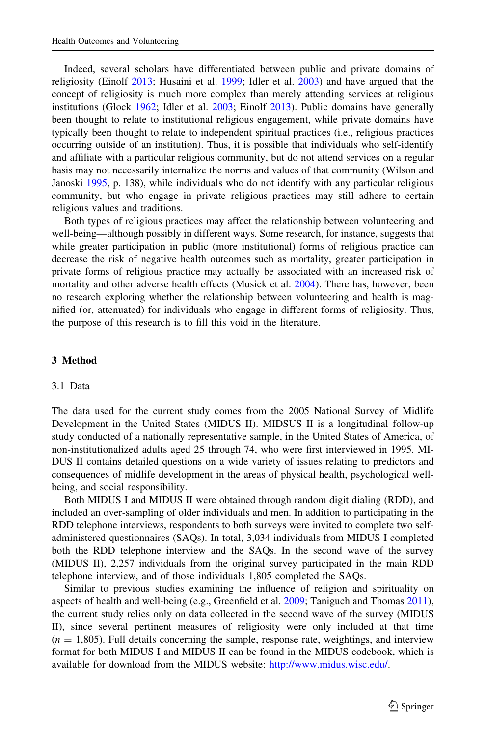Indeed, several scholars have differentiated between public and private domains of religiosity (Einolf 2013; Husaini et al. 1999; Idler et al. 2003) and have argued that the concept of religiosity is much more complex than merely attending services at religious institutions (Glock 1962; Idler et al. 2003; Einolf 2013). Public domains have generally been thought to relate to institutional religious engagement, while private domains have typically been thought to relate to independent spiritual practices (i.e., religious practices occurring outside of an institution). Thus, it is possible that individuals who self-identify and affiliate with a particular religious community, but do not attend services on a regular basis may not necessarily internalize the norms and values of that community (Wilson and Janoski 1995, p. 138), while individuals who do not identify with any particular religious community, but who engage in private religious practices may still adhere to certain religious values and traditions.

Both types of religious practices may affect the relationship between volunteering and well-being—although possibly in different ways. Some research, for instance, suggests that while greater participation in public (more institutional) forms of religious practice can decrease the risk of negative health outcomes such as mortality, greater participation in private forms of religious practice may actually be associated with an increased risk of mortality and other adverse health effects (Musick et al. 2004). There has, however, been no research exploring whether the relationship between volunteering and health is magnified (or, attenuated) for individuals who engage in different forms of religiosity. Thus, the purpose of this research is to fill this void in the literature.

## 3 Method

### 3.1 Data

The data used for the current study comes from the 2005 National Survey of Midlife Development in the United States (MIDUS II). MIDSUS II is a longitudinal follow-up study conducted of a nationally representative sample, in the United States of America, of non-institutionalized adults aged 25 through 74, who were first interviewed in 1995. MIDUS II contains detailed questions on a wide variety of issues relating to predictors and consequences of midlife development in the areas of physical health, psychological well-being, and social responsibility.

Both MIDUS I and MIDUS II were obtained through random digit dialing (RDD), and included an over-sampling of older individuals and men. In addition to participating in the RDD telephone interviews, respondents to both surveys were invited to complete two self-administered questionnaires (SAQs). In total, 3,034 individuals from MIDUS I completed both the RDD telephone interview and the SAQs. In the second wave of the survey (MIDUS II), 2,257 individuals from the original survey participated in the main RDD telephone interview, and of those individuals 1,805 completed the SAQs.

Similar to previous studies examining the influence of religion and spirituality on aspects of health and well-being (e.g., Greenfield et al. 2009; Taniguch and Thomas 2011), the current study relies only on data collected in the second wave of the survey (MIDUS II), since several pertinent measures of religiosity were only included at that time ($n$ = 1,805). Full details concerning the sample, response rate, weightings, and interview format for both MIDUS I and MIDUS II can be found in the MIDUS codebook, which is available for download from the MIDUS website: http://www.midus.wisc.edu/.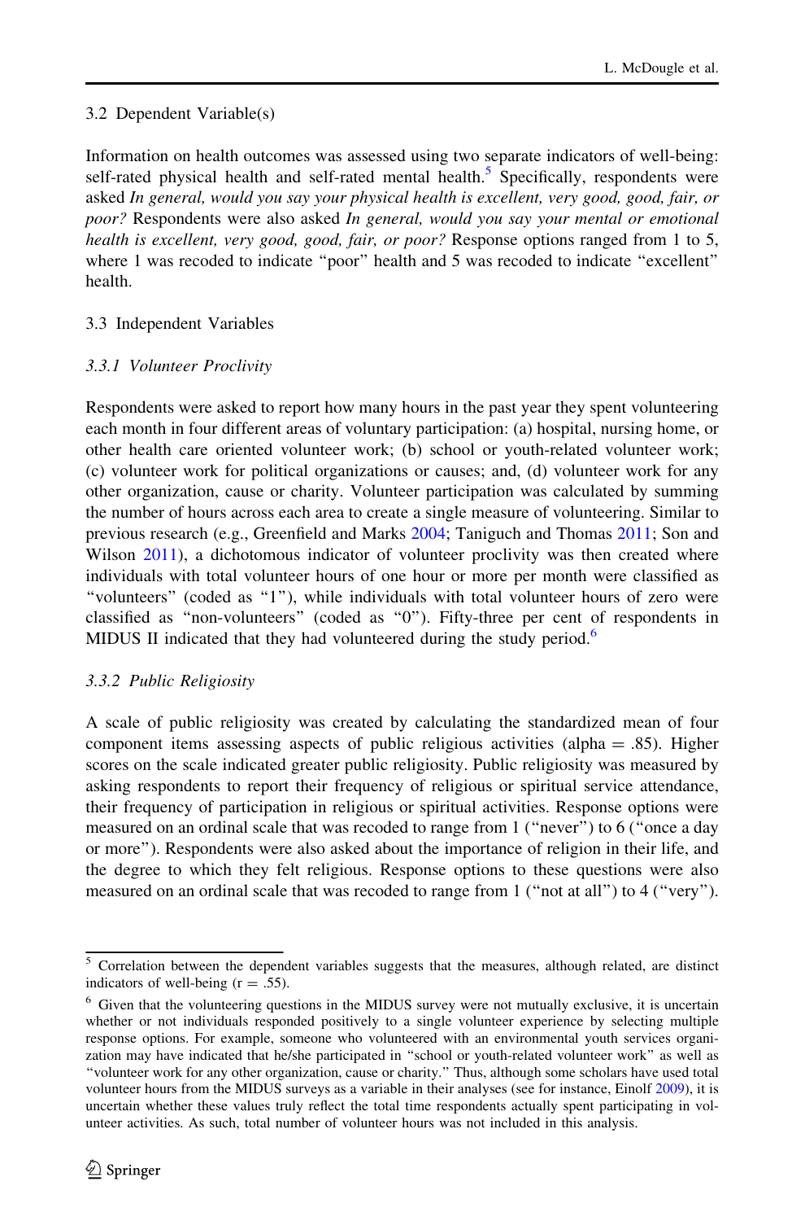### 3.2 Dependent Variable(s)

Information on health outcomes was assessed using two separate indicators of well-being: self-rated physical health and self-rated mental health.[5] Specifically, respondents were asked *In general, would you say your physical health is excellent, very good, good, fair, or poor?* Respondents were also asked *In general, would you say your mental or emotional health is excellent, very good, good, fair, or poor?* Response options ranged from 1 to 5, where 1 was recoded to indicate "poor" health and 5 was recoded to indicate "excellent" health.

### 3.3 Independent Variables

#### *3.3.1 Volunteer Proclivity*

Respondents were asked to report how many hours in the past year they spent volunteering each month in four different areas of voluntary participation: (a) hospital, nursing home, or other health care oriented volunteer work; (b) school or youth-related volunteer work; (c) volunteer work for political organizations or causes; and, (d) volunteer work for any other organization, cause or charity. Volunteer participation was calculated by summing the number of hours across each area to create a single measure of volunteering. Similar to previous research (e.g., Greenfield and Marks 2004; Taniguch and Thomas 2011; Son and Wilson 2011), a dichotomous indicator of volunteer proclivity was then created where individuals with total volunteer hours of one hour or more per month were classified as "volunteers" (coded as "1"), while individuals with total volunteer hours of zero were classified as "non-volunteers" (coded as "0"). Fifty-three per cent of respondents in MIDUS II indicated that they had volunteered during the study period.[6]

#### *3.3.2 Public Religiosity*

A scale of public religiosity was created by calculating the standardized mean of four component items assessing aspects of public religious activities (alpha = .85). Higher scores on the scale indicated greater public religiosity. Public religiosity was measured by asking respondents to report their frequency of religious or spiritual service attendance, their frequency of participation in religious or spiritual activities. Response options were measured on an ordinal scale that was recoded to range from 1 ("never") to 6 ("once a day or more"). Respondents were also asked about the importance of religion in their life, and the degree to which they felt religious. Response options to these questions were also measured on an ordinal scale that was recoded to range from 1 ("not at all") to 4 ("very").

---

[5] Correlation between the dependent variables suggests that the measures, although related, are distinct indicators of well-being (r = .55).

[6] Given that the volunteering questions in the MIDUS survey were not mutually exclusive, it is uncertain whether or not individuals responded positively to a single volunteer experience by selecting multiple response options. For example, someone who volunteered with an environmental youth services organization may have indicated that he/she participated in "school or youth-related volunteer work" as well as "volunteer work for any other organization, cause or charity." Thus, although some scholars have used total volunteer hours from the MIDUS surveys as a variable in their analyses (see for instance, Einolf 2009), it is uncertain whether these values truly reflect the total time respondents actually spent participating in volunteer activities. As such, total number of volunteer hours was not included in this analysis.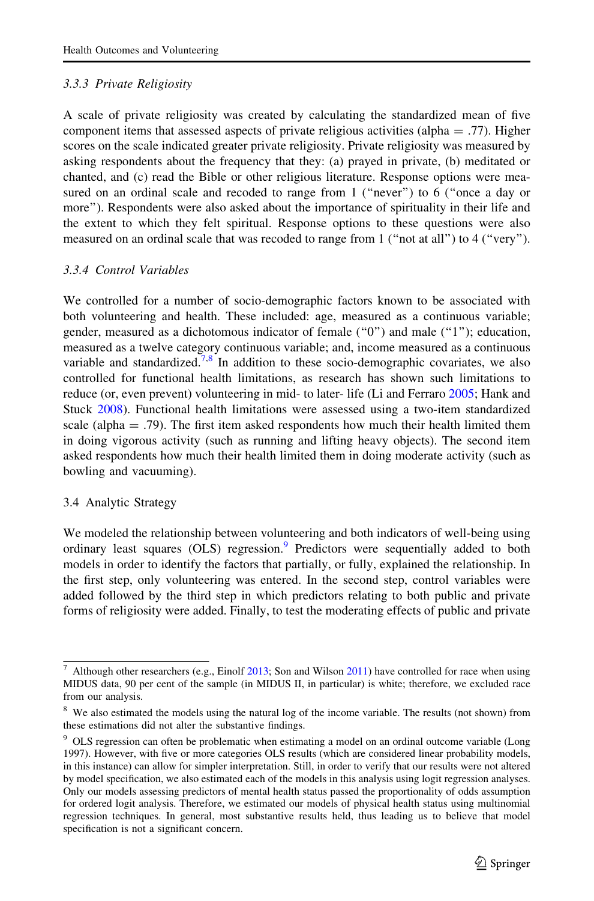### 3.3.3 Private Religiosity

A scale of private religiosity was created by calculating the standardized mean of five component items that assessed aspects of private religious activities (alpha = .77). Higher scores on the scale indicated greater private religiosity. Private religiosity was measured by asking respondents about the frequency that they: (a) prayed in private, (b) meditated or chanted, and (c) read the Bible or other religious literature. Response options were measured on an ordinal scale and recoded to range from 1 ("never") to 6 ("once a day or more"). Respondents were also asked about the importance of spirituality in their life and the extent to which they felt spiritual. Response options to these questions were also measured on an ordinal scale that was recoded to range from 1 ("not at all") to 4 ("very").

### 3.3.4 Control Variables

We controlled for a number of socio-demographic factors known to be associated with both volunteering and health. These included: age, measured as a continuous variable; gender, measured as a dichotomous indicator of female ("0") and male ("1"); education, measured as a twelve category continuous variable; and, income measured as a continuous variable and standardized.[7,8] In addition to these socio-demographic covariates, we also controlled for functional health limitations, as research has shown such limitations to reduce (or, even prevent) volunteering in mid- to later- life (Li and Ferraro 2005; Hank and Stuck 2008). Functional health limitations were assessed using a two-item standardized scale (alpha = .79). The first item asked respondents how much their health limited them in doing vigorous activity (such as running and lifting heavy objects). The second item asked respondents how much their health limited them in doing moderate activity (such as bowling and vacuuming).

## 3.4 Analytic Strategy

We modeled the relationship between volunteering and both indicators of well-being using ordinary least squares (OLS) regression.[9] Predictors were sequentially added to both models in order to identify the factors that partially, or fully, explained the relationship. In the first step, only volunteering was entered. In the second step, control variables were added followed by the third step in which predictors relating to both public and private forms of religiosity were added. Finally, to test the moderating effects of public and private

---

[7] Although other researchers (e.g., Einolf 2013; Son and Wilson 2011) have controlled for race when using MIDUS data, 90 per cent of the sample (in MIDUS II, in particular) is white; therefore, we excluded race from our analysis.

[8] We also estimated the models using the natural log of the income variable. The results (not shown) from these estimations did not alter the substantive findings.

[9] OLS regression can often be problematic when estimating a model on an ordinal outcome variable (Long 1997). However, with five or more categories OLS results (which are considered linear probability models, in this instance) can allow for simpler interpretation. Still, in order to verify that our results were not altered by model specification, we also estimated each of the models in this analysis using logit regression analyses. Only our models assessing predictors of mental health status passed the proportionality of odds assumption for ordered logit analysis. Therefore, we estimated our models of physical health status using multinomial regression techniques. In general, most substantive results held, thus leading us to believe that model specification is not a significant concern.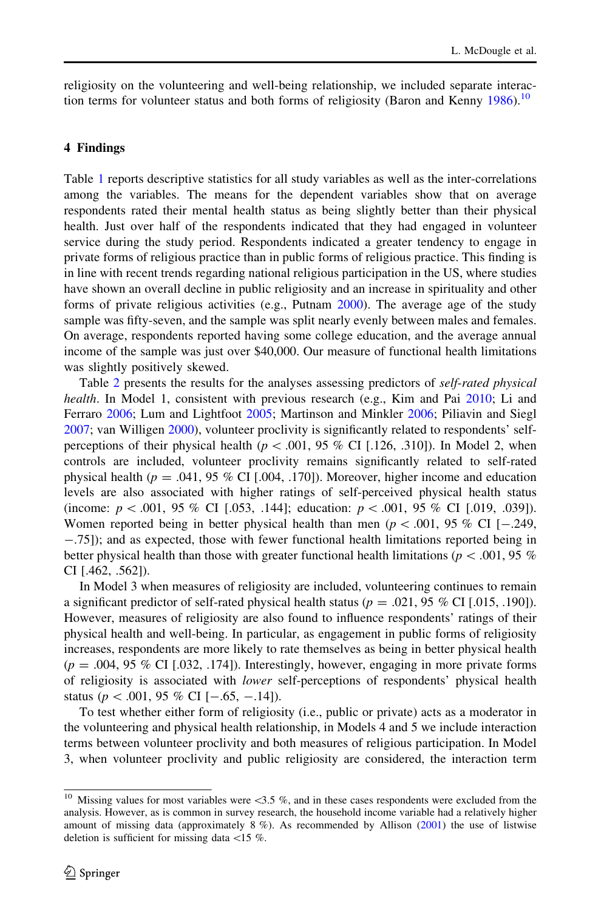religiosity on the volunteering and well-being relationship, we included separate interaction terms for volunteer status and both forms of religiosity (Baron and Kenny 1986).[10]

## 4 Findings

Table 1 reports descriptive statistics for all study variables as well as the inter-correlations among the variables. The means for the dependent variables show that on average respondents rated their mental health status as being slightly better than their physical health. Just over half of the respondents indicated that they had engaged in volunteer service during the study period. Respondents indicated a greater tendency to engage in private forms of religious practice than in public forms of religious practice. This finding is in line with recent trends regarding national religious participation in the US, where studies have shown an overall decline in public religiosity and an increase in spirituality and other forms of private religious activities (e.g., Putnam 2000). The average age of the study sample was fifty-seven, and the sample was split nearly evenly between males and females. On average, respondents reported having some college education, and the average annual income of the sample was just over $40,000. Our measure of functional health limitations was slightly positively skewed.

Table 2 presents the results for the analyses assessing predictors of *self-rated physical health*. In Model 1, consistent with previous research (e.g., Kim and Pai 2010; Li and Ferraro 2006; Lum and Lightfoot 2005; Martinson and Minkler 2006; Piliavin and Siegl 2007; van Willigen 2000), volunteer proclivity is significantly related to respondents' self-perceptions of their physical health ($p < .001$, 95 % CI [.126, .310]). In Model 2, when controls are included, volunteer proclivity remains significantly related to self-rated physical health ($p = .041$, 95 % CI [.004, .170]). Moreover, higher income and education levels are also associated with higher ratings of self-perceived physical health status (income: $p < .001$, 95 % CI [.053, .144]; education: $p < .001$, 95 % CI [.019, .039]). Women reported being in better physical health than men ($p < .001$, 95 % CI [−.249, −.75]); and as expected, those with fewer functional health limitations reported being in better physical health than those with greater functional health limitations ($p < .001$, 95 % CI [.462, .562]).

In Model 3 when measures of religiosity are included, volunteering continues to remain a significant predictor of self-rated physical health status ($p = .021$, 95 % CI [.015, .190]). However, measures of religiosity are also found to influence respondents' ratings of their physical health and well-being. In particular, as engagement in public forms of religiosity increases, respondents are more likely to rate themselves as being in better physical health ($p = .004$, 95 % CI [.032, .174]). Interestingly, however, engaging in more private forms of religiosity is associated with *lower* self-perceptions of respondents' physical health status ($p < .001$, 95 % CI [−.65, −.14]).

To test whether either form of religiosity (i.e., public or private) acts as a moderator in the volunteering and physical health relationship, in Models 4 and 5 we include interaction terms between volunteer proclivity and both measures of religious participation. In Model 3, when volunteer proclivity and public religiosity are considered, the interaction term

[10] Missing values for most variables were <3.5 %, and in these cases respondents were excluded from the analysis. However, as is common in survey research, the household income variable had a relatively higher amount of missing data (approximately 8 %). As recommended by Allison (2001) the use of listwise deletion is sufficient for missing data <15 %.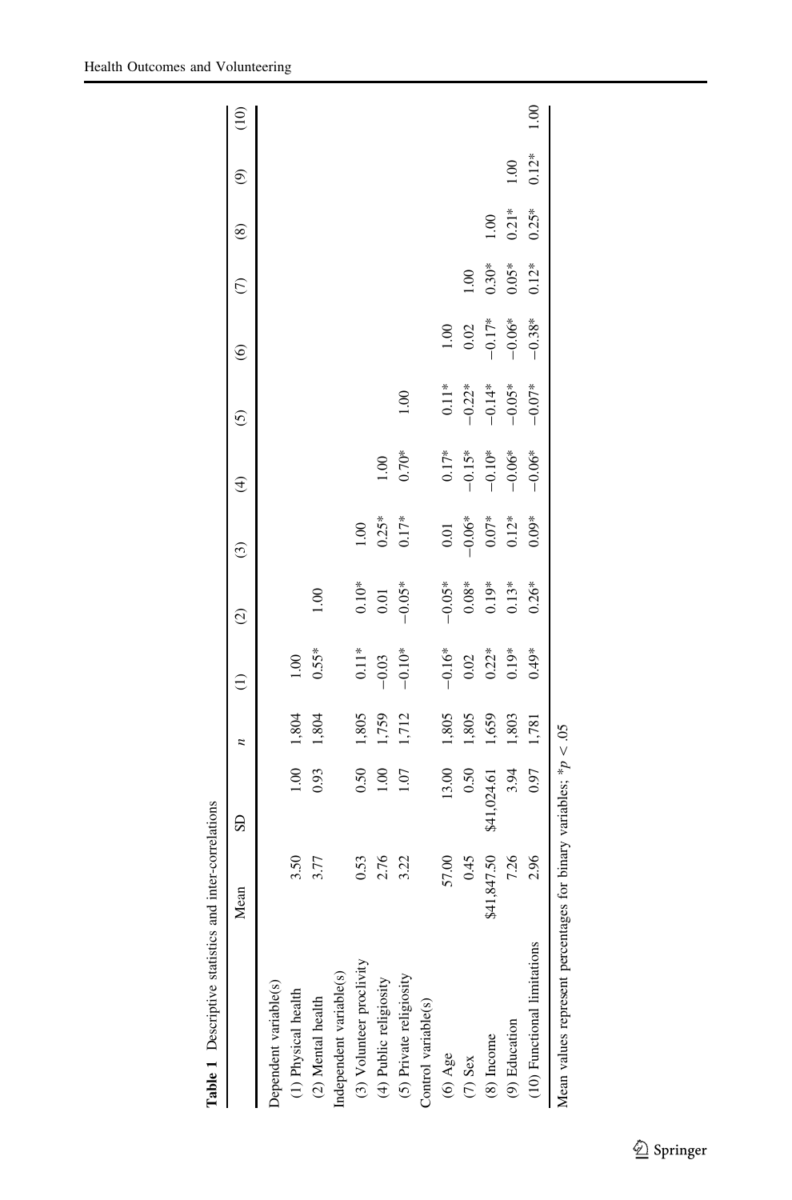**Table 1** Descriptive statistics and inter-correlations

| | Mean | SD | n | (1) | (2) | (3) | (4) | (5) | (6) | (7) | (8) | (9) | (10) |
|---|---|---|---|---|---|---|---|---|---|---|---|---|---|
| Dependent variable(s) | | | | | | | | | | | | | |
| (1) Physical health | 3.50 | 1.00 | 1,804 | 1.00 | | | | | | | | | |
| (2) Mental health | 3.77 | 0.93 | 1,804 | 0.55* | 1.00 | | | | | | | | |
| Independent variable(s) | | | | | | | | | | | | | |
| (3) Volunteer proclivity | 0.53 | 0.50 | 1,805 | 0.11* | 0.10* | 1.00 | | | | | | | |
| (4) Public religiosity | 2.76 | 1.00 | 1,759 | −0.03 | 0.01 | 0.25* | 1.00 | | | | | | |
| (5) Private religiosity | 3.22 | 1.07 | 1,712 | −0.10* | −0.05* | 0.17* | 0.70* | 1.00 | | | | | |
| Control variable(s) | | | | | | | | | | | | | |
| (6) Age | 57.00 | 13.00 | 1,805 | −0.16* | −0.05* | 0.01 | 0.17* | 0.11* | 1.00 | | | | |
| (7) Sex | 0.45 | 0.50 | 1,805 | 0.02 | 0.08* | −0.06* | −0.15* | −0.22* | 0.02 | 1.00 | | | |
| (8) Income | $41,847.50 | $41,024.61 | 1,659 | 0.22* | 0.19* | 0.07* | −0.10* | −0.14* | −0.17* | 0.30* | 1.00 | | |
| (9) Education | 7.26 | 3.94 | 1,803 | 0.19* | 0.13* | 0.12* | −0.06* | −0.05* | −0.06* | 0.05* | 0.21* | 1.00 | |
| (10) Functional limitations | 2.96 | 0.97 | 1,781 | 0.49* | 0.26* | 0.09* | −0.06* | −0.07* | −0.38* | 0.12* | 0.25* | 0.12* | 1.00 |

Mean values represent percentages for binary variables; * $p < .05$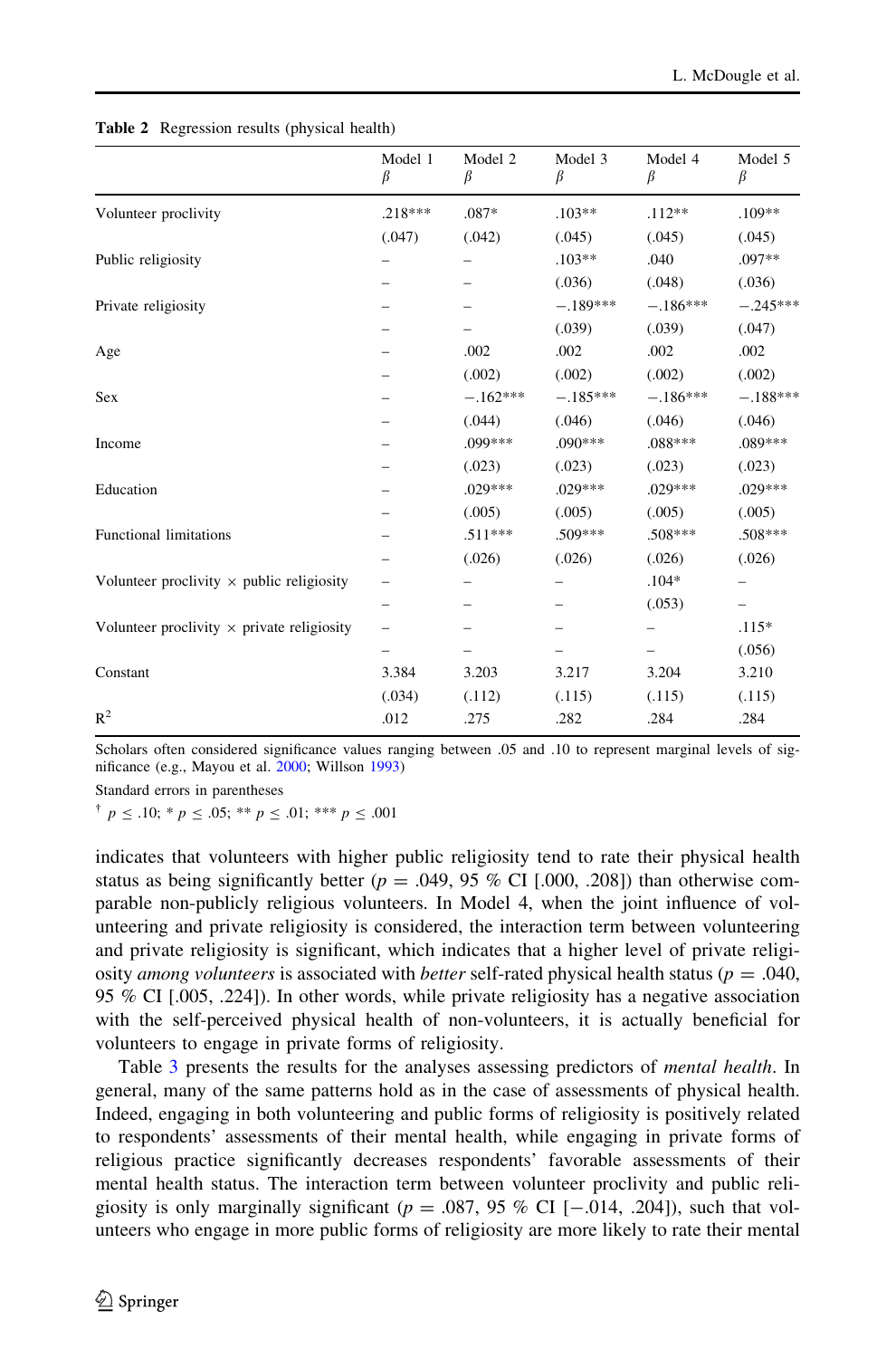**Table 2** Regression results (physical health)

| | Model 1 β | Model 2 β | Model 3 β | Model 4 β | Model 5 β |
|---|---|---|---|---|---|
| Volunteer proclivity | .218*** | .087* | .103** | .112** | .109** |
| | (.047) | (.042) | (.045) | (.045) | (.045) |
| Public religiosity | – | – | .103** | .040 | .097** |
| | – | – | (.036) | (.048) | (.036) |
| Private religiosity | – | – | −.189*** | −.186*** | −.245*** |
| | – | – | (.039) | (.039) | (.047) |
| Age | – | .002 | .002 | .002 | .002 |
| | – | (.002) | (.002) | (.002) | (.002) |
| Sex | – | −.162*** | −.185*** | −.186*** | −.188*** |
| | – | (.044) | (.046) | (.046) | (.046) |
| Income | – | .099*** | .090*** | .088*** | .089*** |
| | – | (.023) | (.023) | (.023) | (.023) |
| Education | – | .029*** | .029*** | .029*** | .029*** |
| | – | (.005) | (.005) | (.005) | (.005) |
| Functional limitations | – | .511*** | .509*** | .508*** | .508*** |
| | – | (.026) | (.026) | (.026) | (.026) |
| Volunteer proclivity × public religiosity | – | – | – | .104* | – |
| | – | – | – | (.053) | – |
| Volunteer proclivity × private religiosity | – | – | – | – | .115* |
| | – | – | – | – | (.056) |
| Constant | 3.384 | 3.203 | 3.217 | 3.204 | 3.210 |
| | (.034) | (.112) | (.115) | (.115) | (.115) |
| $R^2$ | .012 | .275 | .282 | .284 | .284 |

Scholars often considered significance values ranging between .05 and .10 to represent marginal levels of significance (e.g., Mayou et al. 2000; Willson 1993)

Standard errors in parentheses

† $p \leq .10$; * $p \leq .05$; ** $p \leq .01$; *** $p \leq .001$

indicates that volunteers with higher public religiosity tend to rate their physical health status as being significantly better ($p = .049$, 95 % CI [.000, .208]) than otherwise comparable non-publicly religious volunteers. In Model 4, when the joint influence of volunteering and private religiosity is considered, the interaction term between volunteering and private religiosity is significant, which indicates that a higher level of private religiosity *among volunteers* is associated with *better* self-rated physical health status ($p = .040$, 95 % CI [.005, .224]). In other words, while private religiosity has a negative association with the self-perceived physical health of non-volunteers, it is actually beneficial for volunteers to engage in private forms of religiosity.

Table 3 presents the results for the analyses assessing predictors of *mental health*. In general, many of the same patterns hold as in the case of assessments of physical health. Indeed, engaging in both volunteering and public forms of religiosity is positively related to respondents' assessments of their mental health, while engaging in private forms of religious practice significantly decreases respondents' favorable assessments of their mental health status. The interaction term between volunteer proclivity and public religiosity is only marginally significant ($p = .087$, 95 % CI [−.014, .204]), such that volunteers who engage in more public forms of religiosity are more likely to rate their mental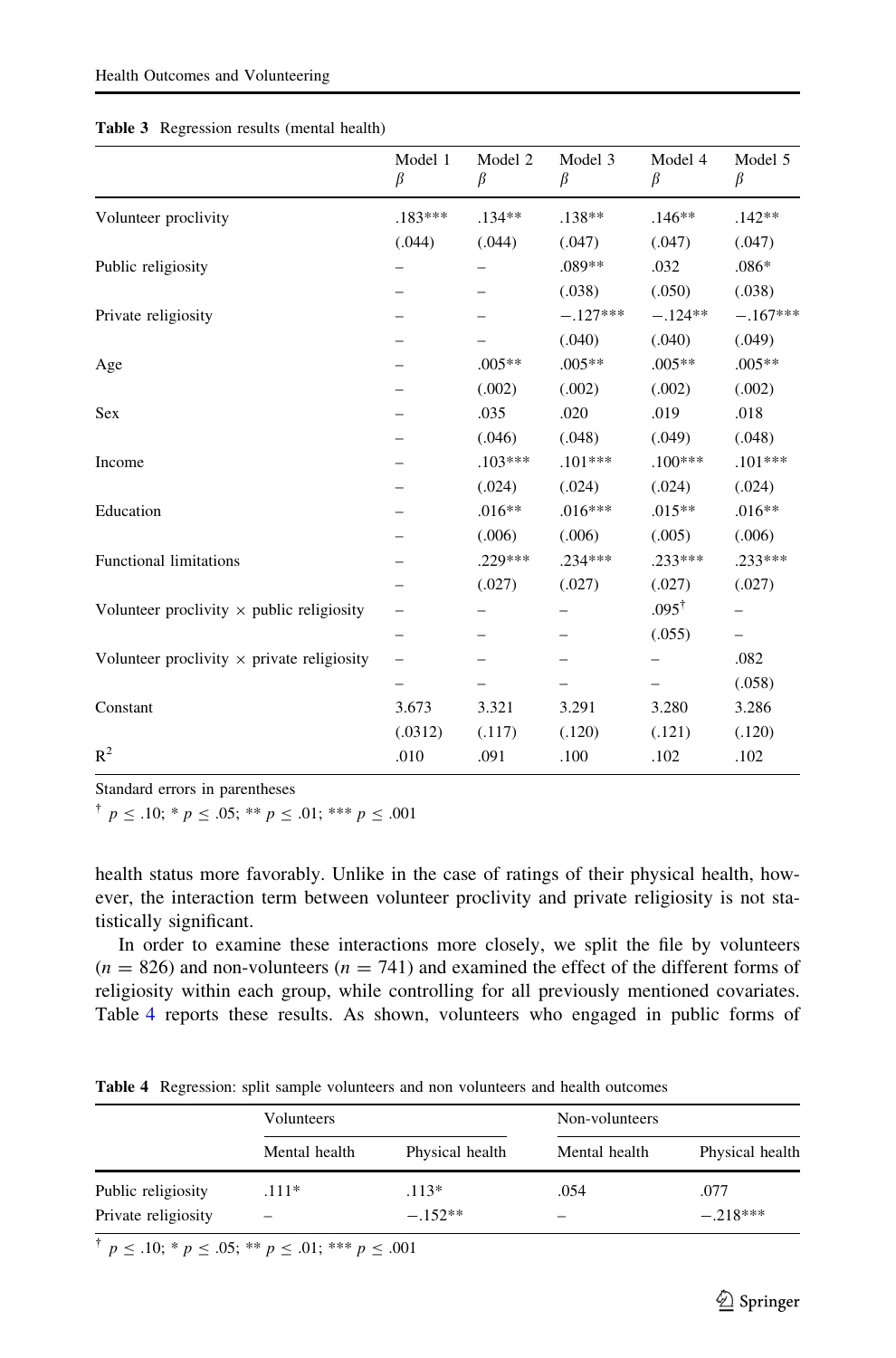**Table 3** Regression results (mental health)

| | Model 1 $\beta$ | Model 2 $\beta$ | Model 3 $\beta$ | Model 4 $\beta$ | Model 5 $\beta$ |
|---|---|---|---|---|---|
| Volunteer proclivity | .183*** | .134** | .138** | .146** | .142** |
| | (.044) | (.044) | (.047) | (.047) | (.047) |
| Public religiosity | – | – | .089** | .032 | .086* |
| | – | – | (.038) | (.050) | (.038) |
| Private religiosity | – | – | −.127*** | −.124** | −.167*** |
| | – | – | (.040) | (.040) | (.049) |
| Age | – | .005** | .005** | .005** | .005** |
| | – | (.002) | (.002) | (.002) | (.002) |
| Sex | – | .035 | .020 | .019 | .018 |
| | – | (.046) | (.048) | (.049) | (.048) |
| Income | – | .103*** | .101*** | .100*** | .101*** |
| | – | (.024) | (.024) | (.024) | (.024) |
| Education | – | .016** | .016*** | .015** | .016** |
| | – | (.006) | (.006) | (.005) | (.006) |
| Functional limitations | – | .229*** | .234*** | .233*** | .233*** |
| | – | (.027) | (.027) | (.027) | (.027) |
| Volunteer proclivity × public religiosity | – | – | – | .095† | – |
| | – | – | – | (.055) | – |
| Volunteer proclivity × private religiosity | – | – | – | – | .082 |
| | – | – | – | – | (.058) |
| Constant | 3.673 | 3.321 | 3.291 | 3.280 | 3.286 |
| | (.0312) | (.117) | (.120) | (.121) | (.120) |
| $R^2$ | .010 | .091 | .100 | .102 | .102 |

Standard errors in parentheses

† $p \leq .10$; * $p \leq .05$; ** $p \leq .01$; *** $p \leq .001$

health status more favorably. Unlike in the case of ratings of their physical health, however, the interaction term between volunteer proclivity and private religiosity is not statistically significant.

In order to examine these interactions more closely, we split the file by volunteers ($n = 826$) and non-volunteers ($n = 741$) and examined the effect of the different forms of religiosity within each group, while controlling for all previously mentioned covariates. Table 4 reports these results. As shown, volunteers who engaged in public forms of

**Table 4** Regression: split sample volunteers and non volunteers and health outcomes

| | Volunteers | | Non-volunteers | |
|---|---|---|---|---|
| | Mental health | Physical health | Mental health | Physical health |
| Public religiosity | .111* | .113* | .054 | .077 |
| Private religiosity | – | −.152** | – | −.218*** |

† $p \leq .10$; * $p \leq .05$; ** $p \leq .01$; *** $p \leq .001$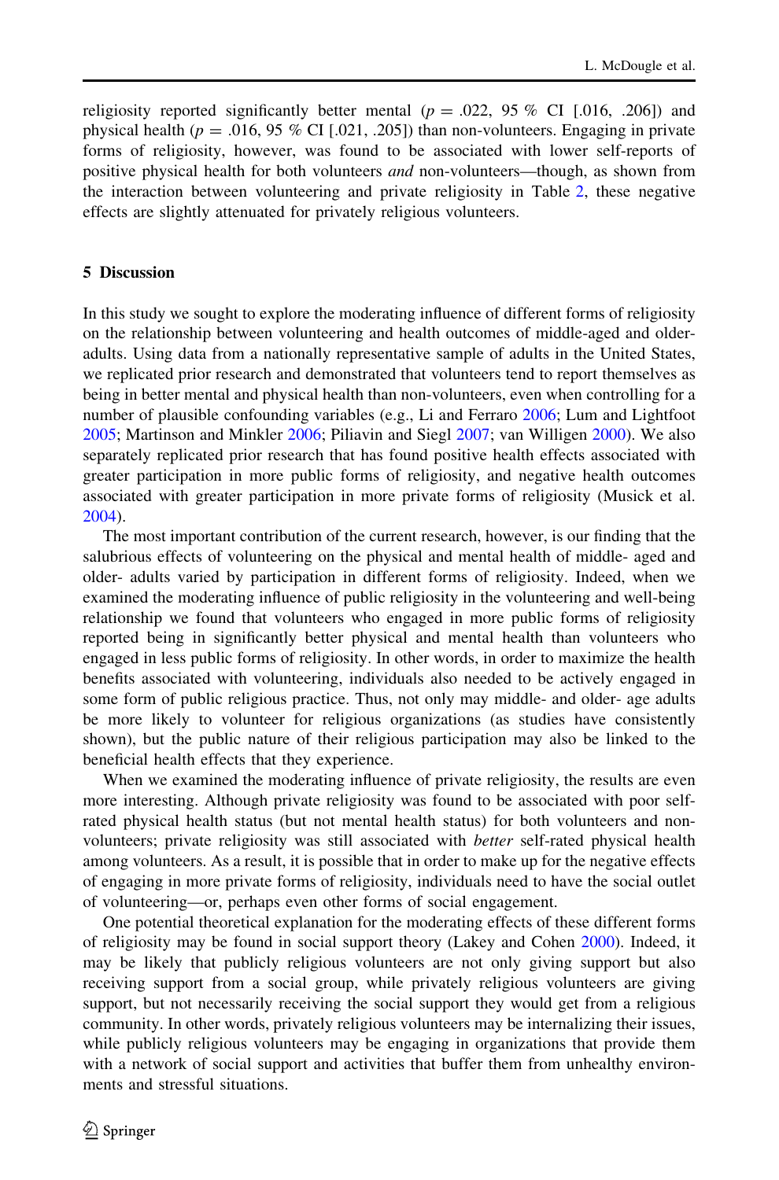religiosity reported significantly better mental ($p = .022$, 95 % CI [.016, .206]) and physical health ($p = .016$, 95 % CI [.021, .205]) than non-volunteers. Engaging in private forms of religiosity, however, was found to be associated with lower self-reports of positive physical health for both volunteers *and* non-volunteers—though, as shown from the interaction between volunteering and private religiosity in Table 2, these negative effects are slightly attenuated for privately religious volunteers.

## 5 Discussion

In this study we sought to explore the moderating influence of different forms of religiosity on the relationship between volunteering and health outcomes of middle-aged and older-adults. Using data from a nationally representative sample of adults in the United States, we replicated prior research and demonstrated that volunteers tend to report themselves as being in better mental and physical health than non-volunteers, even when controlling for a number of plausible confounding variables (e.g., Li and Ferraro 2006; Lum and Lightfoot 2005; Martinson and Minkler 2006; Piliavin and Siegl 2007; van Willigen 2000). We also separately replicated prior research that has found positive health effects associated with greater participation in more public forms of religiosity, and negative health outcomes associated with greater participation in more private forms of religiosity (Musick et al. 2004).

The most important contribution of the current research, however, is our finding that the salubrious effects of volunteering on the physical and mental health of middle- aged and older- adults varied by participation in different forms of religiosity. Indeed, when we examined the moderating influence of public religiosity in the volunteering and well-being relationship we found that volunteers who engaged in more public forms of religiosity reported being in significantly better physical and mental health than volunteers who engaged in less public forms of religiosity. In other words, in order to maximize the health benefits associated with volunteering, individuals also needed to be actively engaged in some form of public religious practice. Thus, not only may middle- and older- age adults be more likely to volunteer for religious organizations (as studies have consistently shown), but the public nature of their religious participation may also be linked to the beneficial health effects that they experience.

When we examined the moderating influence of private religiosity, the results are even more interesting. Although private religiosity was found to be associated with poor self-rated physical health status (but not mental health status) for both volunteers and non-volunteers; private religiosity was still associated with *better* self-rated physical health among volunteers. As a result, it is possible that in order to make up for the negative effects of engaging in more private forms of religiosity, individuals need to have the social outlet of volunteering—or, perhaps even other forms of social engagement.

One potential theoretical explanation for the moderating effects of these different forms of religiosity may be found in social support theory (Lakey and Cohen 2000). Indeed, it may be likely that publicly religious volunteers are not only giving support but also receiving support from a social group, while privately religious volunteers are giving support, but not necessarily receiving the social support they would get from a religious community. In other words, privately religious volunteers may be internalizing their issues, while publicly religious volunteers may be engaging in organizations that provide them with a network of social support and activities that buffer them from unhealthy environments and stressful situations.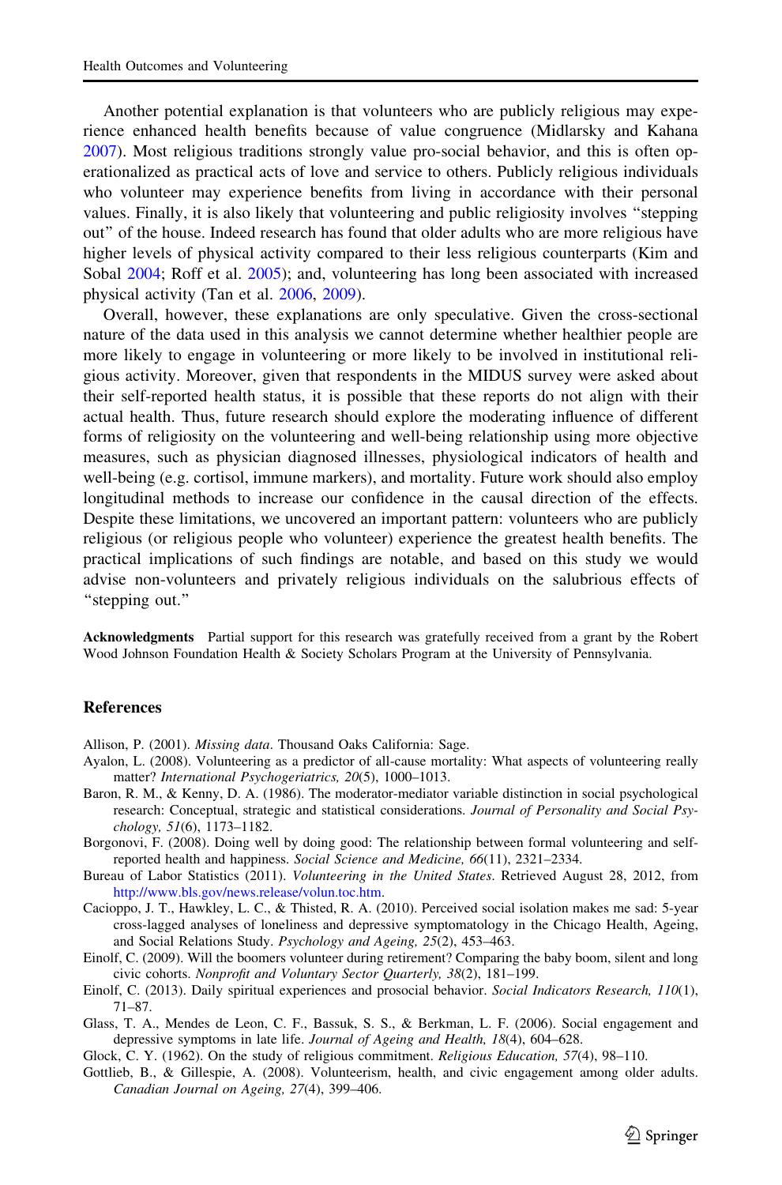Another potential explanation is that volunteers who are publicly religious may experience enhanced health benefits because of value congruence (Midlarsky and Kahana 2007). Most religious traditions strongly value pro-social behavior, and this is often operationalized as practical acts of love and service to others. Publicly religious individuals who volunteer may experience benefits from living in accordance with their personal values. Finally, it is also likely that volunteering and public religiosity involves "stepping out" of the house. Indeed research has found that older adults who are more religious have higher levels of physical activity compared to their less religious counterparts (Kim and Sobal 2004; Roff et al. 2005); and, volunteering has long been associated with increased physical activity (Tan et al. 2006, 2009).

Overall, however, these explanations are only speculative. Given the cross-sectional nature of the data used in this analysis we cannot determine whether healthier people are more likely to engage in volunteering or more likely to be involved in institutional religious activity. Moreover, given that respondents in the MIDUS survey were asked about their self-reported health status, it is possible that these reports do not align with their actual health. Thus, future research should explore the moderating influence of different forms of religiosity on the volunteering and well-being relationship using more objective measures, such as physician diagnosed illnesses, physiological indicators of health and well-being (e.g. cortisol, immune markers), and mortality. Future work should also employ longitudinal methods to increase our confidence in the causal direction of the effects. Despite these limitations, we uncovered an important pattern: volunteers who are publicly religious (or religious people who volunteer) experience the greatest health benefits. The practical implications of such findings are notable, and based on this study we would advise non-volunteers and privately religious individuals on the salubrious effects of "stepping out."

**Acknowledgments** Partial support for this research was gratefully received from a grant by the Robert Wood Johnson Foundation Health & Society Scholars Program at the University of Pennsylvania.

## References

Allison, P. (2001). *Missing data*. Thousand Oaks California: Sage.

Ayalon, L. (2008). Volunteering as a predictor of all-cause mortality: What aspects of volunteering really matter? *International Psychogeriatrics, 20*(5), 1000–1013.

Baron, R. M., & Kenny, D. A. (1986). The moderator-mediator variable distinction in social psychological research: Conceptual, strategic and statistical considerations. *Journal of Personality and Social Psychology, 51*(6), 1173–1182.

Borgonovi, F. (2008). Doing well by doing good: The relationship between formal volunteering and self-reported health and happiness. *Social Science and Medicine, 66*(11), 2321–2334.

Bureau of Labor Statistics (2011). *Volunteering in the United States*. Retrieved August 28, 2012, from http://www.bls.gov/news.release/volun.toc.htm.

Cacioppo, J. T., Hawkley, L. C., & Thisted, R. A. (2010). Perceived social isolation makes me sad: 5-year cross-lagged analyses of loneliness and depressive symptomatology in the Chicago Health, Ageing, and Social Relations Study. *Psychology and Ageing, 25*(2), 453–463.

Einolf, C. (2009). Will the boomers volunteer during retirement? Comparing the baby boom, silent and long civic cohorts. *Nonprofit and Voluntary Sector Quarterly, 38*(2), 181–199.

Einolf, C. (2013). Daily spiritual experiences and prosocial behavior. *Social Indicators Research, 110*(1), 71–87.

Glass, T. A., Mendes de Leon, C. F., Bassuk, S. S., & Berkman, L. F. (2006). Social engagement and depressive symptoms in late life. *Journal of Ageing and Health, 18*(4), 604–628.

Glock, C. Y. (1962). On the study of religious commitment. *Religious Education, 57*(4), 98–110.

Gottlieb, B., & Gillespie, A. (2008). Volunteerism, health, and civic engagement among older adults. *Canadian Journal on Ageing, 27*(4), 399–406.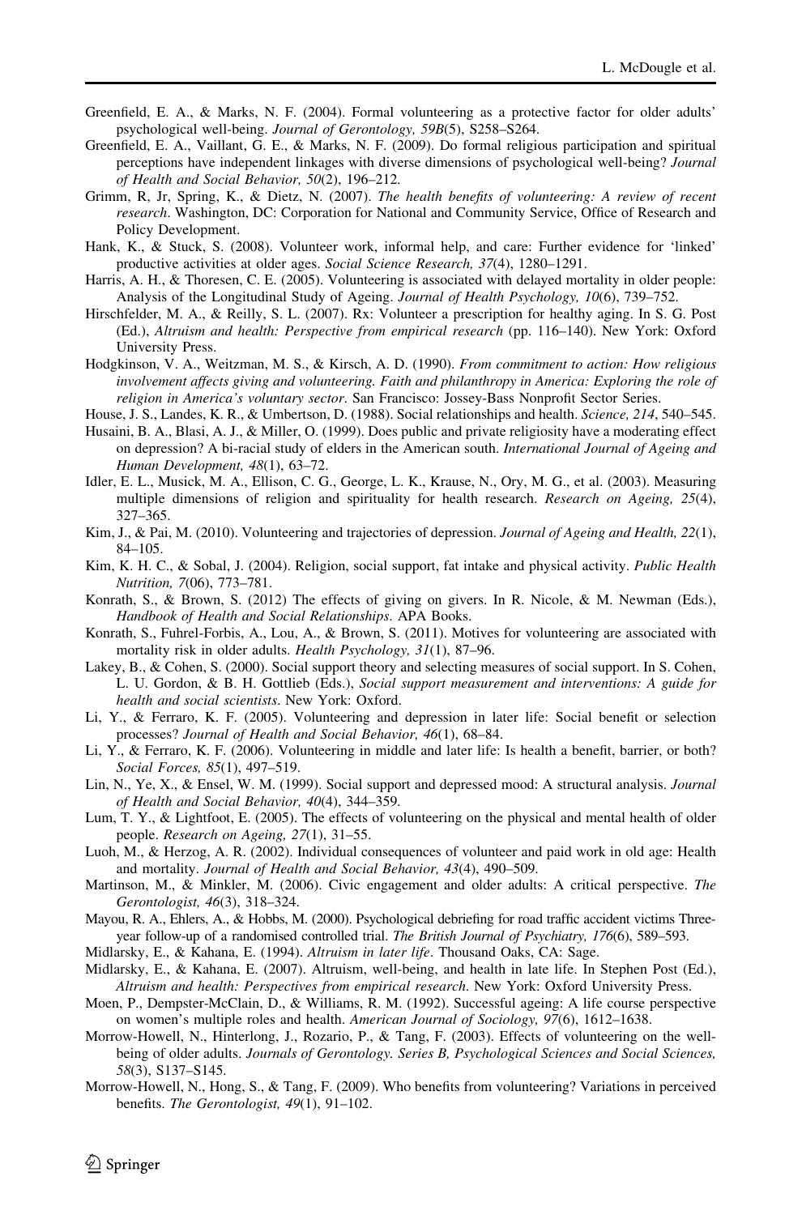Greenfield, E. A., & Marks, N. F. (2004). Formal volunteering as a protective factor for older adults' psychological well-being. *Journal of Gerontology, 59B*(5), S258–S264.

Greenfield, E. A., Vaillant, G. E., & Marks, N. F. (2009). Do formal religious participation and spiritual perceptions have independent linkages with diverse dimensions of psychological well-being? *Journal of Health and Social Behavior, 50*(2), 196–212.

Grimm, R, Jr, Spring, K., & Dietz, N. (2007). *The health benefits of volunteering: A review of recent research*. Washington, DC: Corporation for National and Community Service, Office of Research and Policy Development.

Hank, K., & Stuck, S. (2008). Volunteer work, informal help, and care: Further evidence for 'linked' productive activities at older ages. *Social Science Research, 37*(4), 1280–1291.

Harris, A. H., & Thoresen, C. E. (2005). Volunteering is associated with delayed mortality in older people: Analysis of the Longitudinal Study of Ageing. *Journal of Health Psychology, 10*(6), 739–752.

Hirschfelder, M. A., & Reilly, S. L. (2007). Rx: Volunteer a prescription for healthy aging. In S. G. Post (Ed.), *Altruism and health: Perspective from empirical research* (pp. 116–140). New York: Oxford University Press.

Hodgkinson, V. A., Weitzman, M. S., & Kirsch, A. D. (1990). *From commitment to action: How religious involvement affects giving and volunteering. Faith and philanthropy in America: Exploring the role of religion in America's voluntary sector*. San Francisco: Jossey-Bass Nonprofit Sector Series.

House, J. S., Landes, K. R., & Umbertson, D. (1988). Social relationships and health. *Science, 214*, 540–545.

Husaini, B. A., Blasi, A. J., & Miller, O. (1999). Does public and private religiosity have a moderating effect on depression? A bi-racial study of elders in the American south. *International Journal of Ageing and Human Development, 48*(1), 63–72.

Idler, E. L., Musick, M. A., Ellison, C. G., George, L. K., Krause, N., Ory, M. G., et al. (2003). Measuring multiple dimensions of religion and spirituality for health research. *Research on Ageing, 25*(4), 327–365.

Kim, J., & Pai, M. (2010). Volunteering and trajectories of depression. *Journal of Ageing and Health, 22*(1), 84–105.

Kim, K. H. C., & Sobal, J. (2004). Religion, social support, fat intake and physical activity. *Public Health Nutrition, 7*(06), 773–781.

Konrath, S., & Brown, S. (2012) The effects of giving on givers. In R. Nicole, & M. Newman (Eds.), *Handbook of Health and Social Relationships*. APA Books.

Konrath, S., Fuhrel-Forbis, A., Lou, A., & Brown, S. (2011). Motives for volunteering are associated with mortality risk in older adults. *Health Psychology, 31*(1), 87–96.

Lakey, B., & Cohen, S. (2000). Social support theory and selecting measures of social support. In S. Cohen, L. U. Gordon, & B. H. Gottlieb (Eds.), *Social support measurement and interventions: A guide for health and social scientists*. New York: Oxford.

Li, Y., & Ferraro, K. F. (2005). Volunteering and depression in later life: Social benefit or selection processes? *Journal of Health and Social Behavior, 46*(1), 68–84.

Li, Y., & Ferraro, K. F. (2006). Volunteering in middle and later life: Is health a benefit, barrier, or both? *Social Forces, 85*(1), 497–519.

Lin, N., Ye, X., & Ensel, W. M. (1999). Social support and depressed mood: A structural analysis. *Journal of Health and Social Behavior, 40*(4), 344–359.

Lum, T. Y., & Lightfoot, E. (2005). The effects of volunteering on the physical and mental health of older people. *Research on Ageing, 27*(1), 31–55.

Luoh, M., & Herzog, A. R. (2002). Individual consequences of volunteer and paid work in old age: Health and mortality. *Journal of Health and Social Behavior, 43*(4), 490–509.

Martinson, M., & Minkler, M. (2006). Civic engagement and older adults: A critical perspective. *The Gerontologist, 46*(3), 318–324.

Mayou, R. A., Ehlers, A., & Hobbs, M. (2000). Psychological debriefing for road traffic accident victims Three-year follow-up of a randomised controlled trial. *The British Journal of Psychiatry, 176*(6), 589–593.

Midlarsky, E., & Kahana, E. (1994). *Altruism in later life*. Thousand Oaks, CA: Sage.

Midlarsky, E., & Kahana, E. (2007). Altruism, well-being, and health in late life. In Stephen Post (Ed.), *Altruism and health: Perspectives from empirical research*. New York: Oxford University Press.

Moen, P., Dempster-McClain, D., & Williams, R. M. (1992). Successful ageing: A life course perspective on women's multiple roles and health. *American Journal of Sociology, 97*(6), 1612–1638.

Morrow-Howell, N., Hinterlong, J., Rozario, P., & Tang, F. (2003). Effects of volunteering on the well-being of older adults. *Journals of Gerontology. Series B, Psychological Sciences and Social Sciences, 58*(3), S137–S145.

Morrow-Howell, N., Hong, S., & Tang, F. (2009). Who benefits from volunteering? Variations in perceived benefits. *The Gerontologist, 49*(1), 91–102.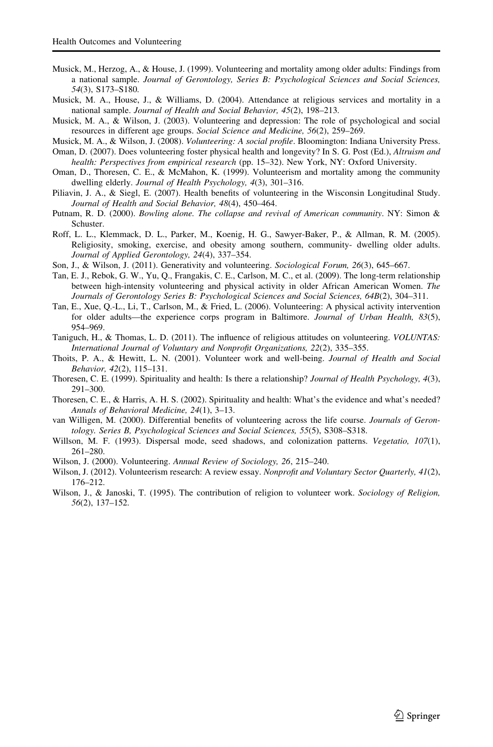Musick, M., Herzog, A., & House, J. (1999). Volunteering and mortality among older adults: Findings from a national sample. *Journal of Gerontology, Series B: Psychological Sciences and Social Sciences, 54*(3), S173–S180.

Musick, M. A., House, J., & Williams, D. (2004). Attendance at religious services and mortality in a national sample. *Journal of Health and Social Behavior, 45*(2), 198–213.

Musick, M. A., & Wilson, J. (2003). Volunteering and depression: The role of psychological and social resources in different age groups. *Social Science and Medicine, 56*(2), 259–269.

Musick, M. A., & Wilson, J. (2008). *Volunteering: A social profile*. Bloomington: Indiana University Press.

Oman, D. (2007). Does volunteering foster physical health and longevity? In S. G. Post (Ed.), *Altruism and health: Perspectives from empirical research* (pp. 15–32). New York, NY: Oxford University.

Oman, D., Thoresen, C. E., & McMahon, K. (1999). Volunteerism and mortality among the community dwelling elderly. *Journal of Health Psychology, 4*(3), 301–316.

Piliavin, J. A., & Siegl, E. (2007). Health benefits of volunteering in the Wisconsin Longitudinal Study. *Journal of Health and Social Behavior, 48*(4), 450–464.

Putnam, R. D. (2000). *Bowling alone. The collapse and revival of American community*. NY: Simon & Schuster.

Roff, L. L., Klemmack, D. L., Parker, M., Koenig, H. G., Sawyer-Baker, P., & Allman, R. M. (2005). Religiosity, smoking, exercise, and obesity among southern, community- dwelling older adults. *Journal of Applied Gerontology, 24*(4), 337–354.

Son, J., & Wilson, J. (2011). Generativity and volunteering. *Sociological Forum, 26*(3), 645–667.

Tan, E. J., Rebok, G. W., Yu, Q., Frangakis, C. E., Carlson, M. C., et al. (2009). The long-term relationship between high-intensity volunteering and physical activity in older African American Women. *The Journals of Gerontology Series B: Psychological Sciences and Social Sciences, 64B*(2), 304–311.

Tan, E., Xue, Q.-L., Li, T., Carlson, M., & Fried, L. (2006). Volunteering: A physical activity intervention for older adults—the experience corps program in Baltimore. *Journal of Urban Health, 83*(5), 954–969.

Taniguch, H., & Thomas, L. D. (2011). The influence of religious attitudes on volunteering. *VOLUNTAS: International Journal of Voluntary and Nonprofit Organizations, 22*(2), 335–355.

Thoits, P. A., & Hewitt, L. N. (2001). Volunteer work and well-being. *Journal of Health and Social Behavior, 42*(2), 115–131.

Thoresen, C. E. (1999). Spirituality and health: Is there a relationship? *Journal of Health Psychology, 4*(3), 291–300.

Thoresen, C. E., & Harris, A. H. S. (2002). Spirituality and health: What's the evidence and what's needed? *Annals of Behavioral Medicine, 24*(1), 3–13.

van Willigen, M. (2000). Differential benefits of volunteering across the life course. *Journals of Gerontology. Series B, Psychological Sciences and Social Sciences, 55*(5), S308–S318.

Willson, M. F. (1993). Dispersal mode, seed shadows, and colonization patterns. *Vegetatio, 107*(1), 261–280.

Wilson, J. (2000). Volunteering. *Annual Review of Sociology, 26*, 215–240.

Wilson, J. (2012). Volunteerism research: A review essay. *Nonprofit and Voluntary Sector Quarterly, 41*(2), 176–212.

Wilson, J., & Janoski, T. (1995). The contribution of religion to volunteer work. *Sociology of Religion, 56*(2), 137–152.